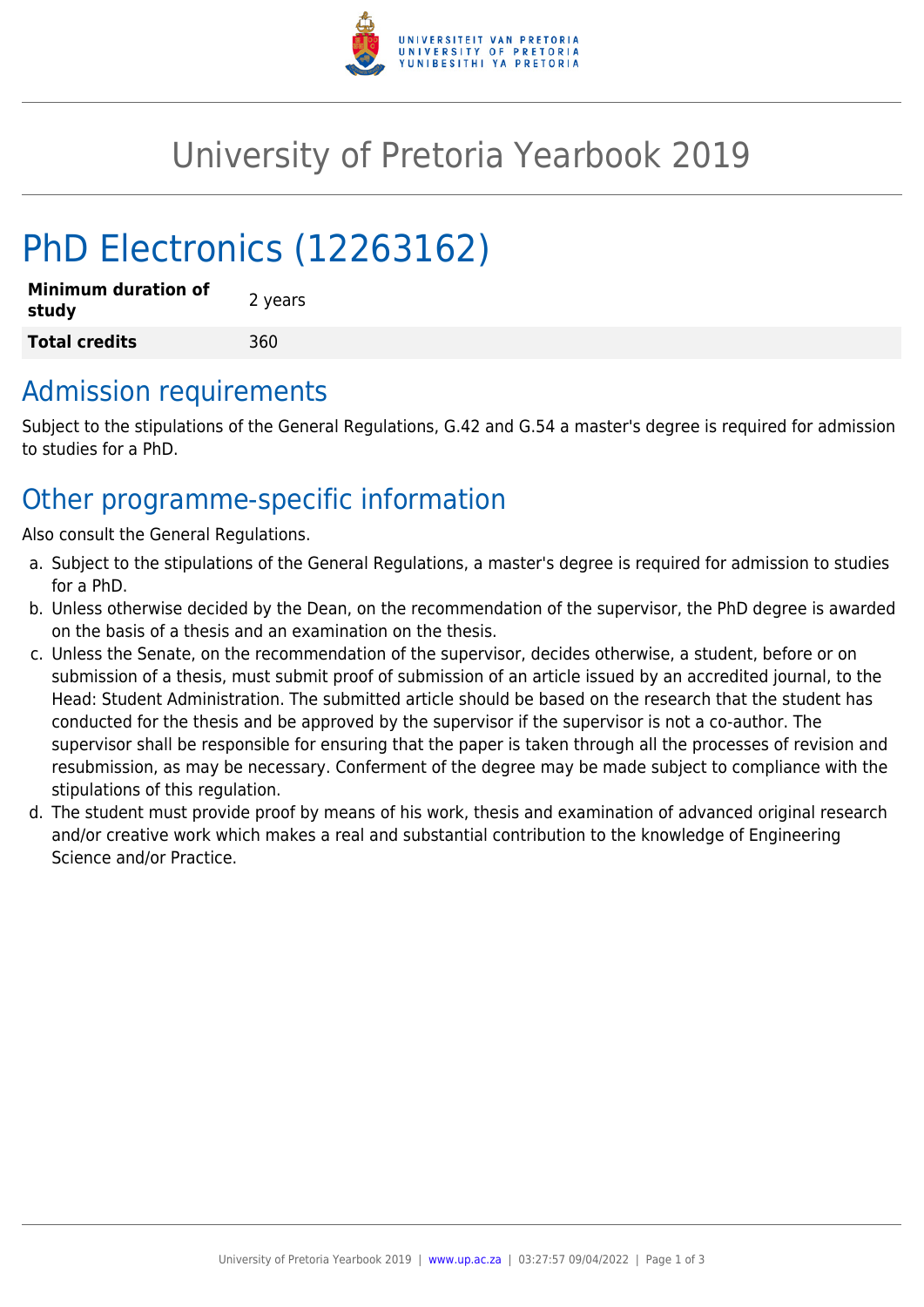# University of Pretoria Yearbook 2019

## PhD Electronics (12263162)

| **Minimum duration of study** | 2 years |
| --- | --- |
| **Total credits** | 360 |

## Admission requirements

Subject to the stipulations of the General Regulations, G.42 and G.54 a master's degree is required for admission to studies for a PhD.

## Other programme-specific information

Also consult the General Regulations.

a. Subject to the stipulations of the General Regulations, a master's degree is required for admission to studies for a PhD.
b. Unless otherwise decided by the Dean, on the recommendation of the supervisor, the PhD degree is awarded on the basis of a thesis and an examination on the thesis.
c. Unless the Senate, on the recommendation of the supervisor, decides otherwise, a student, before or on submission of a thesis, must submit proof of submission of an article issued by an accredited journal, to the Head: Student Administration. The submitted article should be based on the research that the student has conducted for the thesis and be approved by the supervisor if the supervisor is not a co-author. The supervisor shall be responsible for ensuring that the paper is taken through all the processes of revision and resubmission, as may be necessary. Conferment of the degree may be made subject to compliance with the stipulations of this regulation.
d. The student must provide proof by means of his work, thesis and examination of advanced original research and/or creative work which makes a real and substantial contribution to the knowledge of Engineering Science and/or Practice.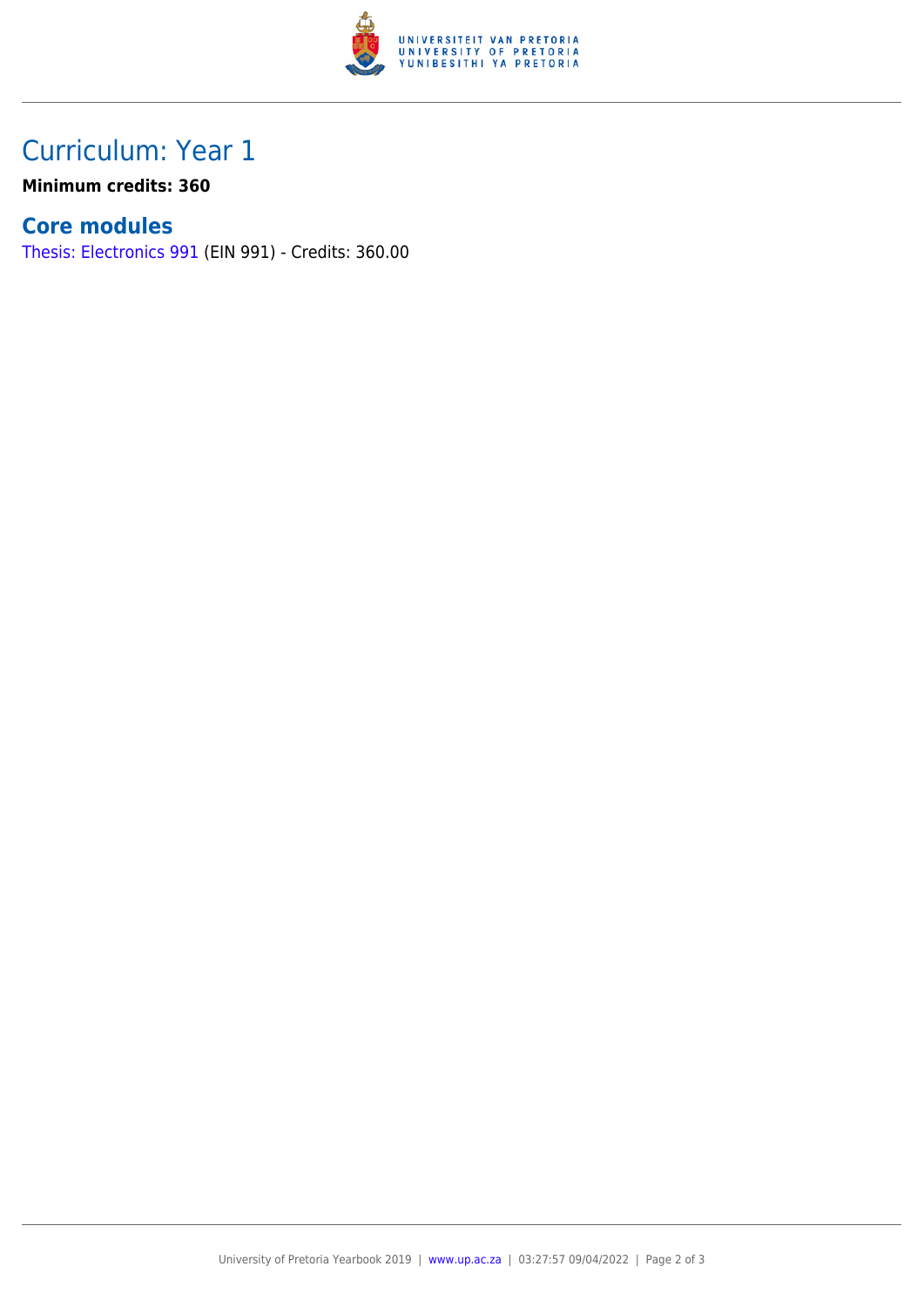# Curriculum: Year 1

**Minimum credits: 360**

## Core modules

Thesis: Electronics 991 (EIN 991) - Credits: 360.00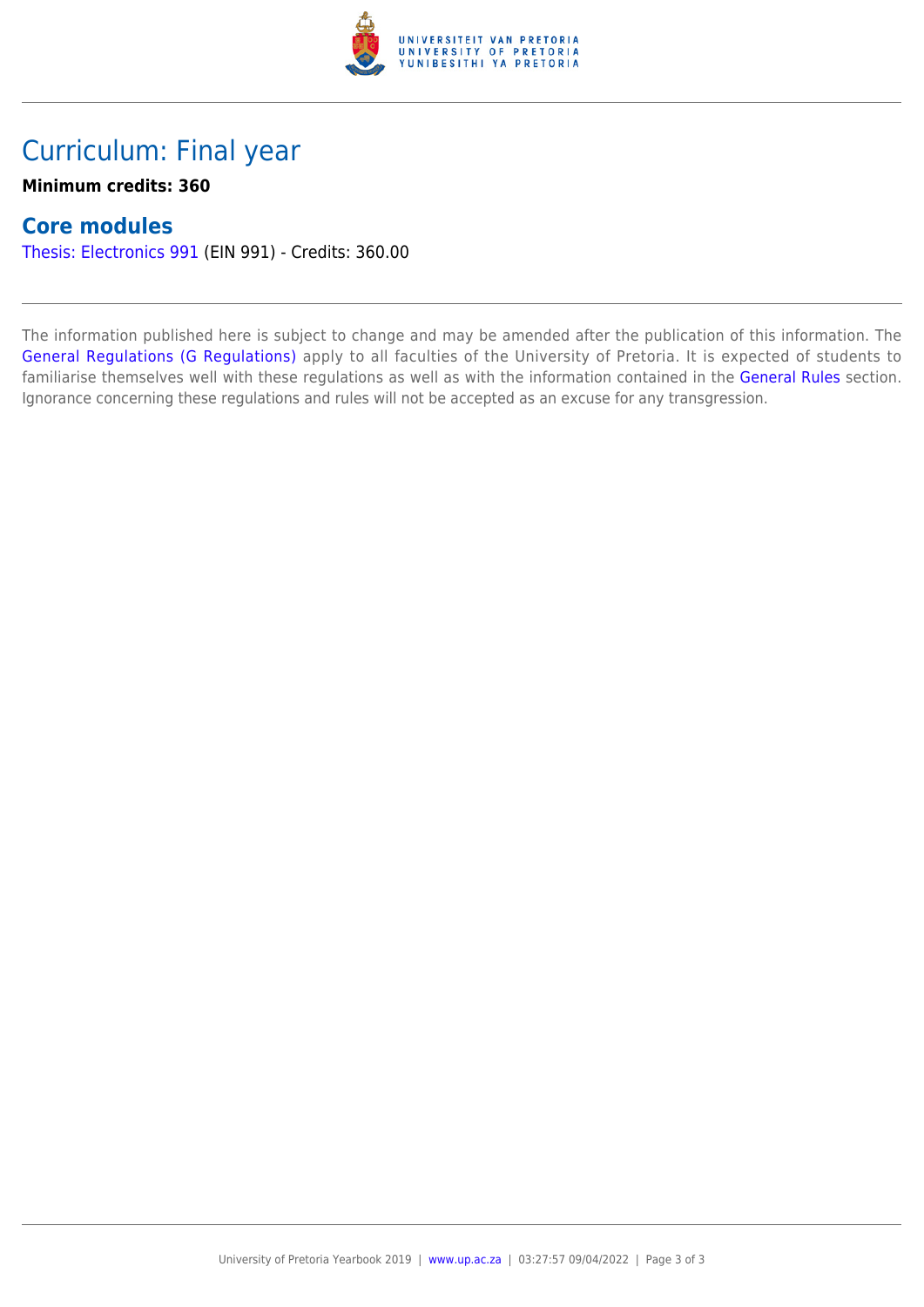## Curriculum: Final year

**Minimum credits: 360**

### Core modules

Thesis: Electronics 991 (EIN 991) - Credits: 360.00

The information published here is subject to change and may be amended after the publication of this information. The General Regulations (G Regulations) apply to all faculties of the University of Pretoria. It is expected of students to familiarise themselves well with these regulations as well as with the information contained in the General Rules section. Ignorance concerning these regulations and rules will not be accepted as an excuse for any transgression.